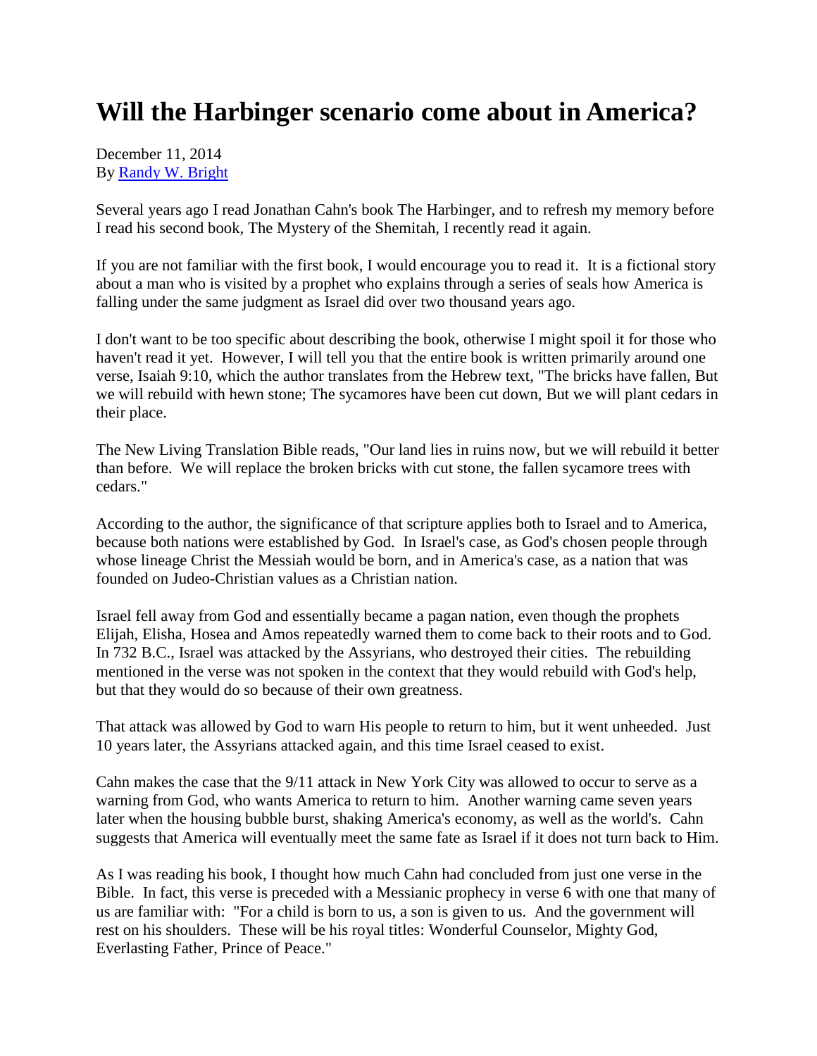# Will the Harbinger scenario come about in America?

December 11, 2014
By [Randy W. Bright]

Several years ago I read Jonathan Cahn's book The Harbinger, and to refresh my memory before I read his second book, The Mystery of the Shemitah, I recently read it again.

If you are not familiar with the first book, I would encourage you to read it. It is a fictional story about a man who is visited by a prophet who explains through a series of seals how America is falling under the same judgment as Israel did over two thousand years ago.

I don't want to be too specific about describing the book, otherwise I might spoil it for those who haven't read it yet. However, I will tell you that the entire book is written primarily around one verse, Isaiah 9:10, which the author translates from the Hebrew text, "The bricks have fallen, But we will rebuild with hewn stone; The sycamores have been cut down, But we will plant cedars in their place.

The New Living Translation Bible reads, "Our land lies in ruins now, but we will rebuild it better than before. We will replace the broken bricks with cut stone, the fallen sycamore trees with cedars."

According to the author, the significance of that scripture applies both to Israel and to America, because both nations were established by God. In Israel's case, as God's chosen people through whose lineage Christ the Messiah would be born, and in America's case, as a nation that was founded on Judeo-Christian values as a Christian nation.

Israel fell away from God and essentially became a pagan nation, even though the prophets Elijah, Elisha, Hosea and Amos repeatedly warned them to come back to their roots and to God. In 732 B.C., Israel was attacked by the Assyrians, who destroyed their cities. The rebuilding mentioned in the verse was not spoken in the context that they would rebuild with God's help, but that they would do so because of their own greatness.

That attack was allowed by God to warn His people to return to him, but it went unheeded. Just 10 years later, the Assyrians attacked again, and this time Israel ceased to exist.

Cahn makes the case that the 9/11 attack in New York City was allowed to occur to serve as a warning from God, who wants America to return to him. Another warning came seven years later when the housing bubble burst, shaking America's economy, as well as the world's. Cahn suggests that America will eventually meet the same fate as Israel if it does not turn back to Him.

As I was reading his book, I thought how much Cahn had concluded from just one verse in the Bible. In fact, this verse is preceded with a Messianic prophecy in verse 6 with one that many of us are familiar with: "For a child is born to us, a son is given to us. And the government will rest on his shoulders. These will be his royal titles: Wonderful Counselor, Mighty God, Everlasting Father, Prince of Peace."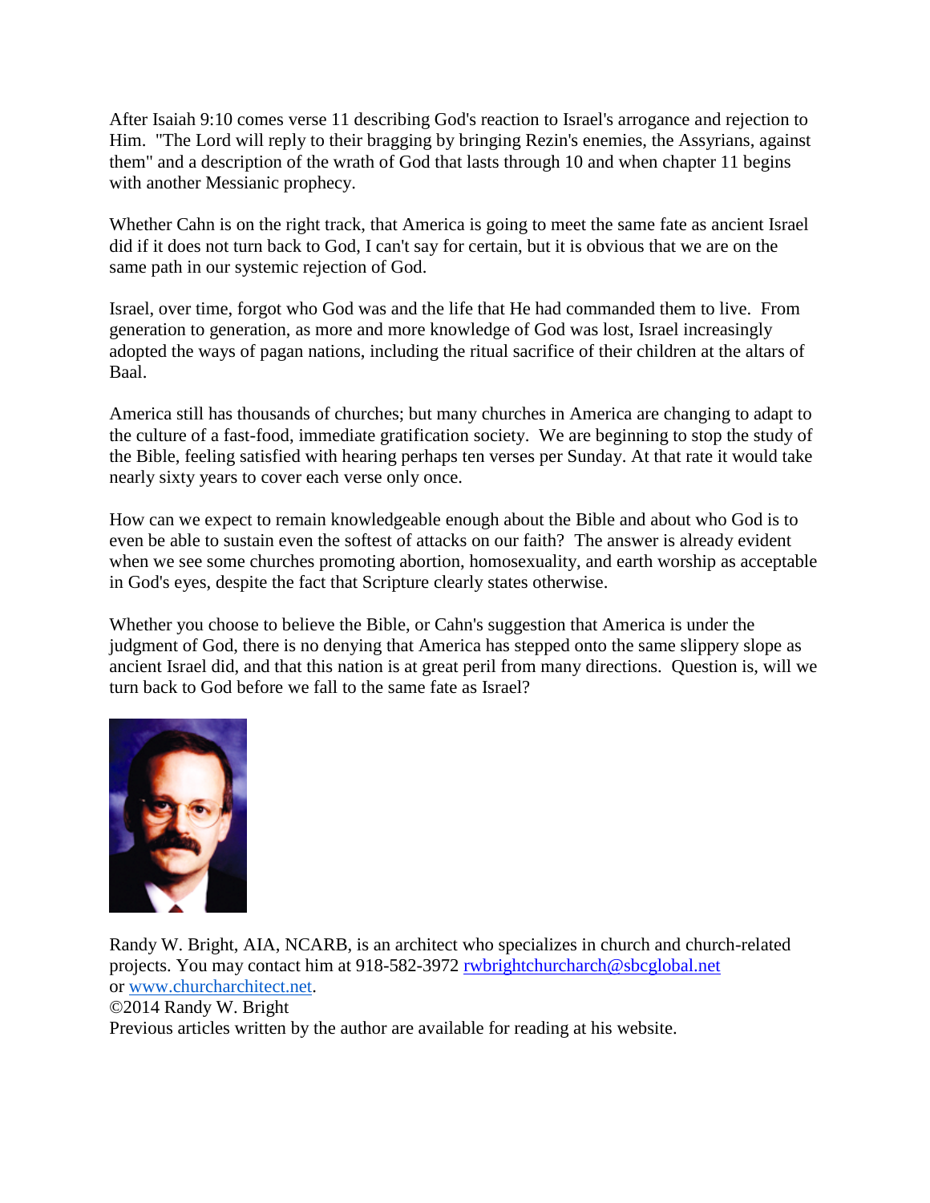After Isaiah 9:10 comes verse 11 describing God's reaction to Israel's arrogance and rejection to Him. "The Lord will reply to their bragging by bringing Rezin's enemies, the Assyrians, against them" and a description of the wrath of God that lasts through 10 and when chapter 11 begins with another Messianic prophecy.

Whether Cahn is on the right track, that America is going to meet the same fate as ancient Israel did if it does not turn back to God, I can't say for certain, but it is obvious that we are on the same path in our systemic rejection of God.

Israel, over time, forgot who God was and the life that He had commanded them to live. From generation to generation, as more and more knowledge of God was lost, Israel increasingly adopted the ways of pagan nations, including the ritual sacrifice of their children at the altars of Baal.

America still has thousands of churches; but many churches in America are changing to adapt to the culture of a fast-food, immediate gratification society. We are beginning to stop the study of the Bible, feeling satisfied with hearing perhaps ten verses per Sunday. At that rate it would take nearly sixty years to cover each verse only once.

How can we expect to remain knowledgeable enough about the Bible and about who God is to even be able to sustain even the softest of attacks on our faith? The answer is already evident when we see some churches promoting abortion, homosexuality, and earth worship as acceptable in God's eyes, despite the fact that Scripture clearly states otherwise.

Whether you choose to believe the Bible, or Cahn's suggestion that America is under the judgment of God, there is no denying that America has stepped onto the same slippery slope as ancient Israel did, and that this nation is at great peril from many directions. Question is, will we turn back to God before we fall to the same fate as Israel?

Randy W. Bright, AIA, NCARB, is an architect who specializes in church and church-related projects. You may contact him at 918-582-3972 [rwbrightchurcharch@sbcglobal.net](mailto:rwbrightchurcharch@sbcglobal.net) or [www.churcharchitect.net](http://www.churcharchitect.net).

©2014 Randy W. Bright

Previous articles written by the author are available for reading at his website.